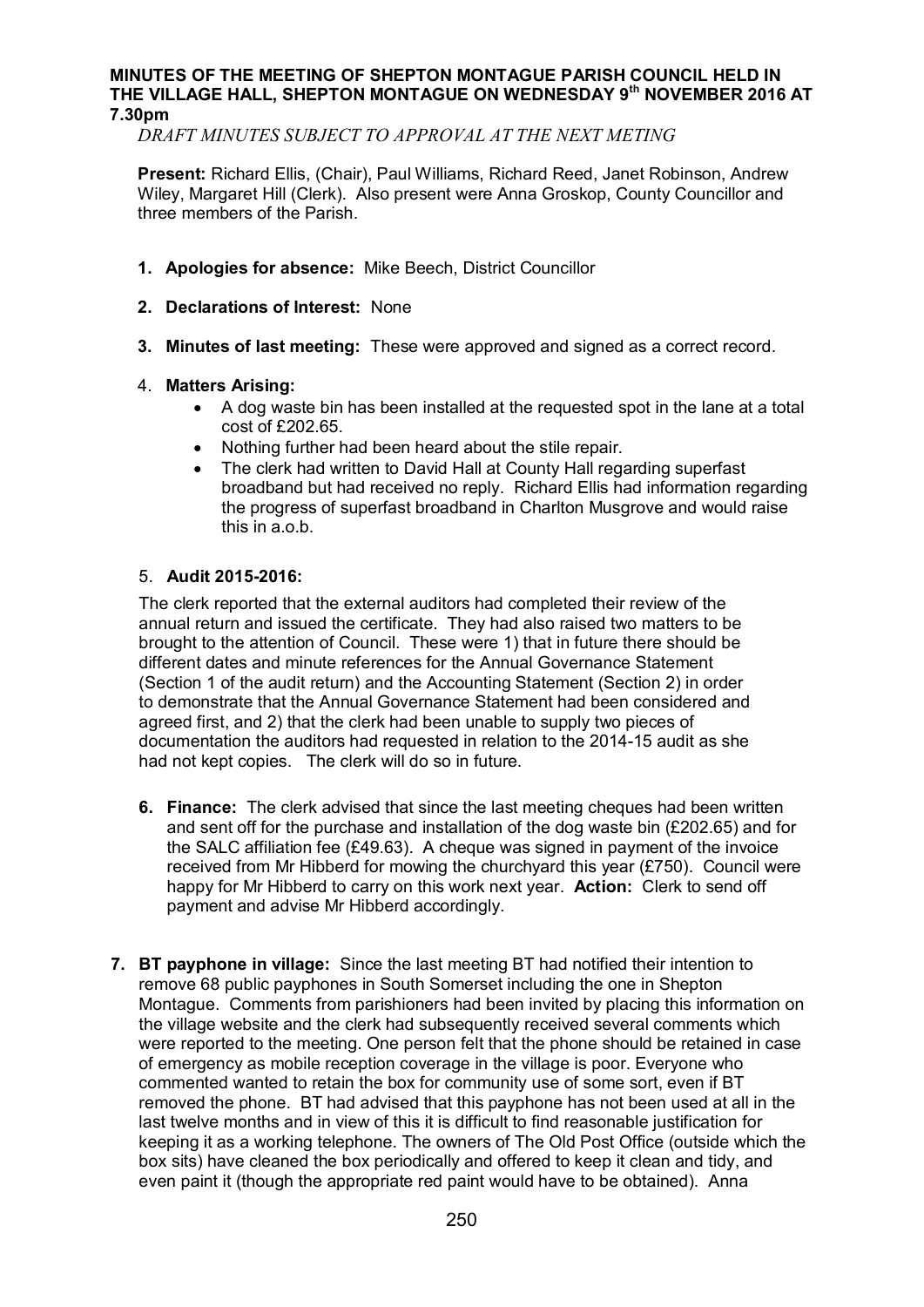**MINUTES OF THE MEETING OF SHEPTON MONTAGUE PARISH COUNCIL HELD IN THE VILLAGE HALL, SHEPTON MONTAGUE ON WEDNESDAY 9th NOVEMBER 2016 AT 7.30pm**

*DRAFT MINUTES SUBJECT TO APPROVAL AT THE NEXT METING*

**Present:** Richard Ellis, (Chair), Paul Williams, Richard Reed, Janet Robinson, Andrew Wiley, Margaret Hill (Clerk). Also present were Anna Groskop, County Councillor and three members of the Parish.

1. **Apologies for absence:** Mike Beech, District Councillor

2. **Declarations of Interest:** None

3. **Minutes of last meeting:** These were approved and signed as a correct record.

4. **Matters Arising:**
   - A dog waste bin has been installed at the requested spot in the lane at a total cost of £202.65.
   - Nothing further had been heard about the stile repair.
   - The clerk had written to David Hall at County Hall regarding superfast broadband but had received no reply. Richard Ellis had information regarding the progress of superfast broadband in Charlton Musgrove and would raise this in a.o.b.

5. **Audit 2015-2016:**

The clerk reported that the external auditors had completed their review of the annual return and issued the certificate. They had also raised two matters to be brought to the attention of Council. These were 1) that in future there should be different dates and minute references for the Annual Governance Statement (Section 1 of the audit return) and the Accounting Statement (Section 2) in order to demonstrate that the Annual Governance Statement had been considered and agreed first, and 2) that the clerk had been unable to supply two pieces of documentation the auditors had requested in relation to the 2014-15 audit as she had not kept copies. The clerk will do so in future.

6. **Finance:** The clerk advised that since the last meeting cheques had been written and sent off for the purchase and installation of the dog waste bin (£202.65) and for the SALC affiliation fee (£49.63). A cheque was signed in payment of the invoice received from Mr Hibberd for mowing the churchyard this year (£750). Council were happy for Mr Hibberd to carry on this work next year. **Action:** Clerk to send off payment and advise Mr Hibberd accordingly.

7. **BT payphone in village:** Since the last meeting BT had notified their intention to remove 68 public payphones in South Somerset including the one in Shepton Montague. Comments from parishioners had been invited by placing this information on the village website and the clerk had subsequently received several comments which were reported to the meeting. One person felt that the phone should be retained in case of emergency as mobile reception coverage in the village is poor. Everyone who commented wanted to retain the box for community use of some sort, even if BT removed the phone. BT had advised that this payphone has not been used at all in the last twelve months and in view of this it is difficult to find reasonable justification for keeping it as a working telephone. The owners of The Old Post Office (outside which the box sits) have cleaned the box periodically and offered to keep it clean and tidy, and even paint it (though the appropriate red paint would have to be obtained). Anna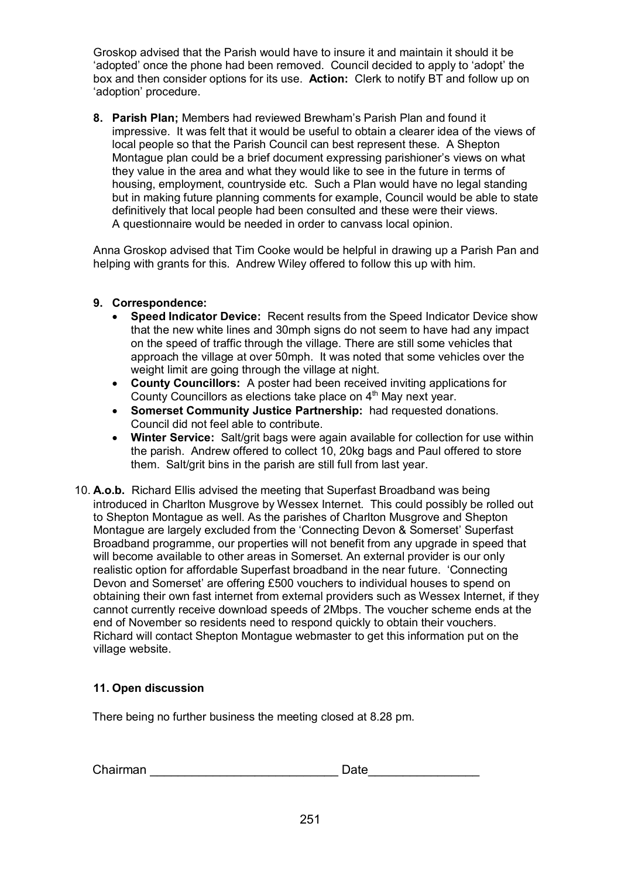Groskop advised that the Parish would have to insure it and maintain it should it be 'adopted' once the phone had been removed. Council decided to apply to 'adopt' the box and then consider options for its use. **Action:** Clerk to notify BT and follow up on 'adoption' procedure.

8. **Parish Plan;** Members had reviewed Brewham's Parish Plan and found it impressive. It was felt that it would be useful to obtain a clearer idea of the views of local people so that the Parish Council can best represent these. A Shepton Montague plan could be a brief document expressing parishioner's views on what they value in the area and what they would like to see in the future in terms of housing, employment, countryside etc. Such a Plan would have no legal standing but in making future planning comments for example, Council would be able to state definitively that local people had been consulted and these were their views. A questionnaire would be needed in order to canvass local opinion.

Anna Groskop advised that Tim Cooke would be helpful in drawing up a Parish Pan and helping with grants for this. Andrew Wiley offered to follow this up with him.

9. **Correspondence:**
   - **Speed Indicator Device:** Recent results from the Speed Indicator Device show that the new white lines and 30mph signs do not seem to have had any impact on the speed of traffic through the village. There are still some vehicles that approach the village at over 50mph. It was noted that some vehicles over the weight limit are going through the village at night.
   - **County Councillors:** A poster had been received inviting applications for County Councillors as elections take place on 4th May next year.
   - **Somerset Community Justice Partnership:** had requested donations. Council did not feel able to contribute.
   - **Winter Service:** Salt/grit bags were again available for collection for use within the parish. Andrew offered to collect 10, 20kg bags and Paul offered to store them. Salt/grit bins in the parish are still full from last year.

10. **A.o.b.** Richard Ellis advised the meeting that Superfast Broadband was being introduced in Charlton Musgrove by Wessex Internet. This could possibly be rolled out to Shepton Montague as well. As the parishes of Charlton Musgrove and Shepton Montague are largely excluded from the 'Connecting Devon & Somerset' Superfast Broadband programme, our properties will not benefit from any upgrade in speed that will become available to other areas in Somerset. An external provider is our only realistic option for affordable Superfast broadband in the near future. 'Connecting Devon and Somerset' are offering £500 vouchers to individual houses to spend on obtaining their own fast internet from external providers such as Wessex Internet, if they cannot currently receive download speeds of 2Mbps. The voucher scheme ends at the end of November so residents need to respond quickly to obtain their vouchers. Richard will contact Shepton Montague webmaster to get this information put on the village website.

**11. Open discussion**

There being no further business the meeting closed at 8.28 pm.

Chairman ___________________________ Date________________